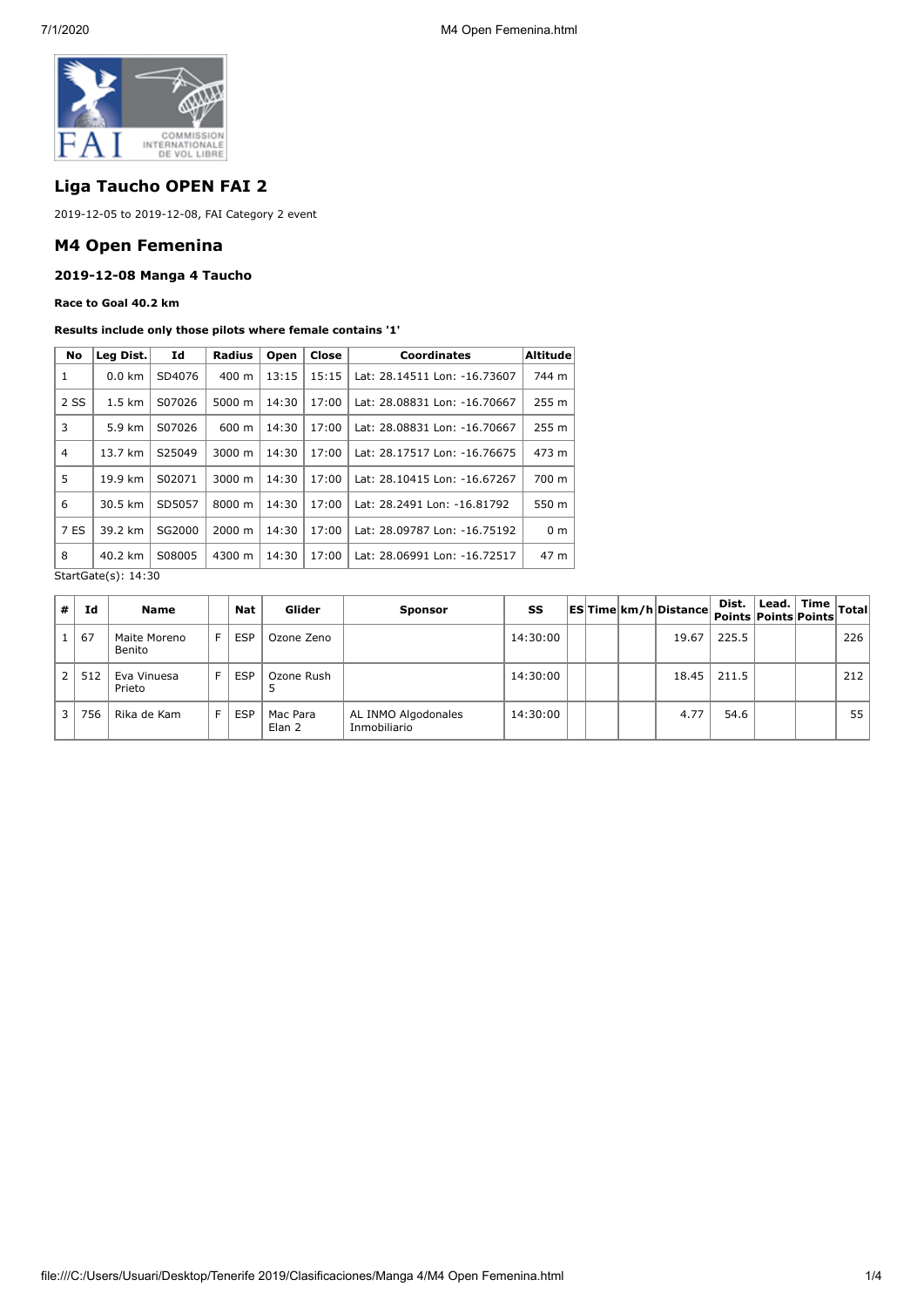## Liga Taucho OPEN FAI 2

2019-12-05 to 2019-12-08, FAI Category 2 event

## M4 Open Femenina

### 2019-12-08 Manga 4 Taucho

**Race to Goal 40.2 km**

**Results include only those pilots where female contains '1'**

| No | Leg Dist. | Id | Radius | Open | Close | Coordinates | Altitude |
|---|---|---|---|---|---|---|---|
| 1 | 0.0 km | SD4076 | 400 m | 13:15 | 15:15 | Lat: 28.14511 Lon: -16.73607 | 744 m |
| 2 SS | 1.5 km | S07026 | 5000 m | 14:30 | 17:00 | Lat: 28.08831 Lon: -16.70667 | 255 m |
| 3 | 5.9 km | S07026 | 600 m | 14:30 | 17:00 | Lat: 28.08831 Lon: -16.70667 | 255 m |
| 4 | 13.7 km | S25049 | 3000 m | 14:30 | 17:00 | Lat: 28.17517 Lon: -16.76675 | 473 m |
| 5 | 19.9 km | S02071 | 3000 m | 14:30 | 17:00 | Lat: 28.10415 Lon: -16.67267 | 700 m |
| 6 | 30.5 km | SD5057 | 8000 m | 14:30 | 17:00 | Lat: 28.2491 Lon: -16.81792 | 550 m |
| 7 ES | 39.2 km | SG2000 | 2000 m | 14:30 | 17:00 | Lat: 28.09787 Lon: -16.75192 | 0 m |
| 8 | 40.2 km | S08005 | 4300 m | 14:30 | 17:00 | Lat: 28.06991 Lon: -16.72517 | 47 m |

StartGate(s): 14:30

| # | Id | Name | | Nat | Glider | Sponsor | SS | ES | Time | km/h | Distance | Dist. Points | Lead. Points | Time Points | Total |
|---|---|---|---|---|---|---|---|---|---|---|---|---|---|---|---|
| 1 | 67 | Maite Moreno Benito | F | ESP | Ozone Zeno | | 14:30:00 | | | | 19.67 | 225.5 | | | 226 |
| 2 | 512 | Eva Vinuesa Prieto | F | ESP | Ozone Rush 5 | | 14:30:00 | | | | 18.45 | 211.5 | | | 212 |
| 3 | 756 | Rika de Kam | F | ESP | Mac Para Elan 2 | AL INMO Algodonales Inmobiliario | 14:30:00 | | | | 4.77 | 54.6 | | | 55 |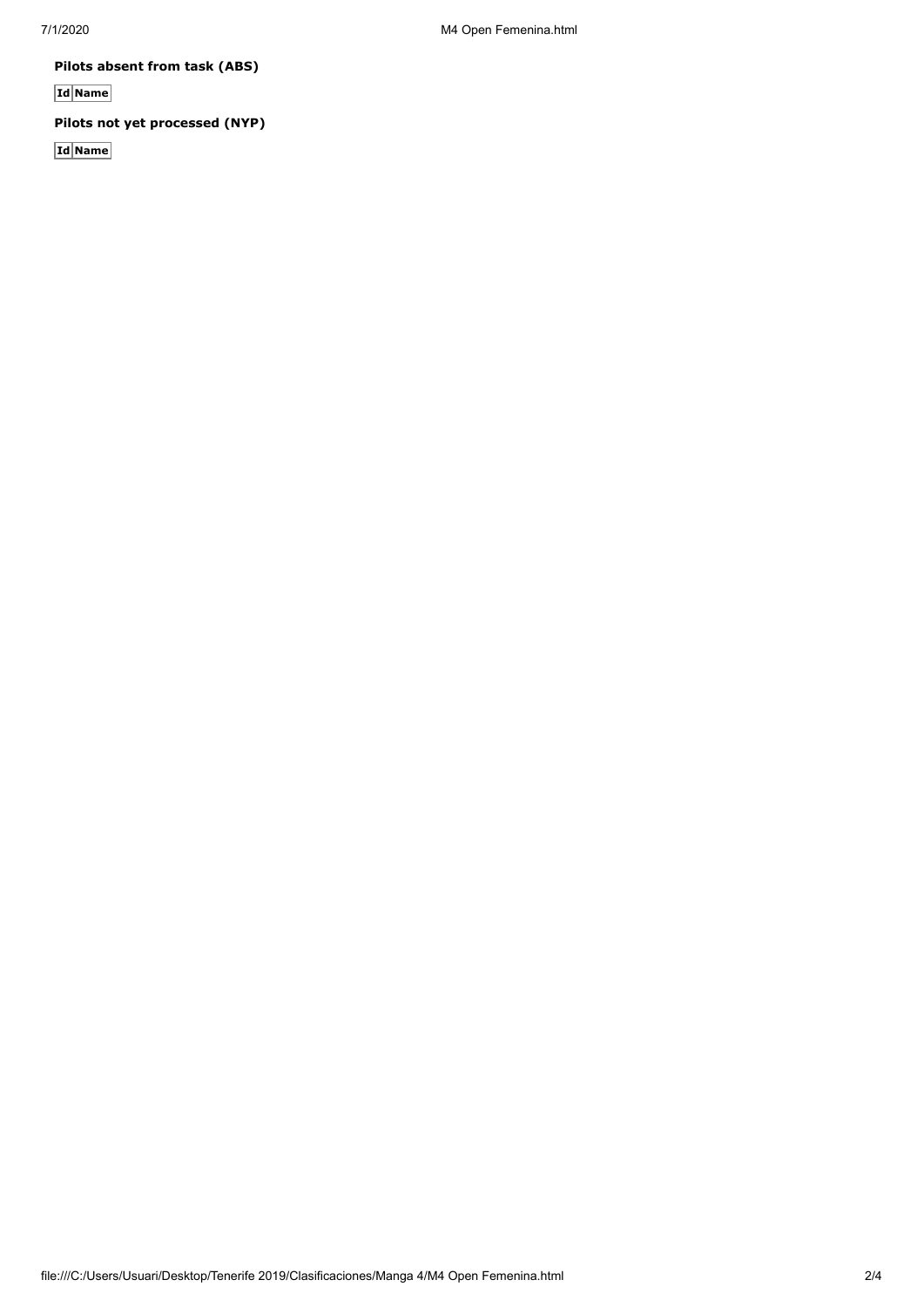**Pilots absent from task (ABS)**

| Id | Name |
|---|---|

**Pilots not yet processed (NYP)**

| Id | Name |
|---|---|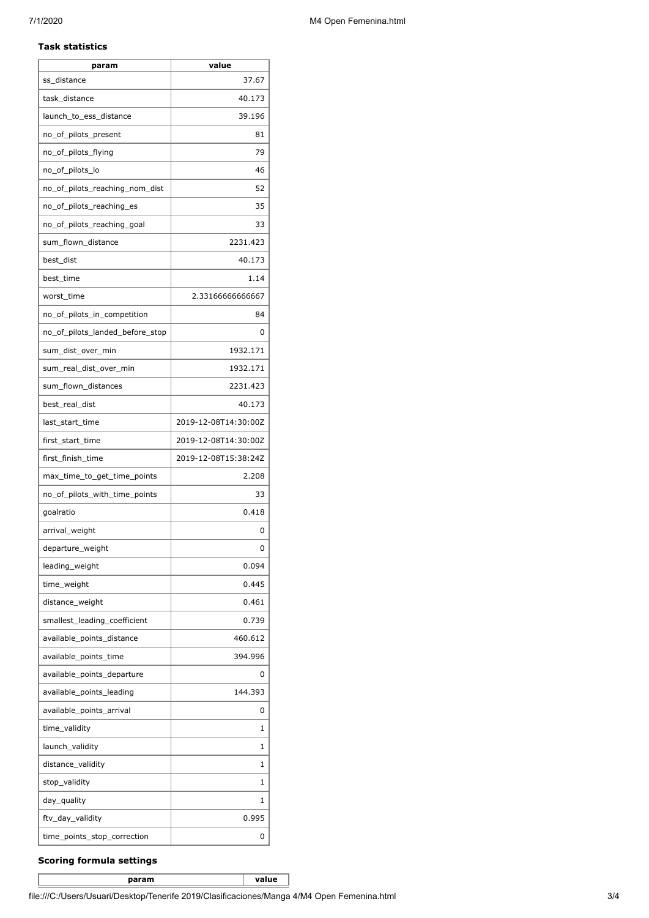### Task statistics

| param | value |
| --- | --- |
| ss_distance | 37.67 |
| task_distance | 40.173 |
| launch_to_ess_distance | 39.196 |
| no_of_pilots_present | 81 |
| no_of_pilots_flying | 79 |
| no_of_pilots_lo | 46 |
| no_of_pilots_reaching_nom_dist | 52 |
| no_of_pilots_reaching_es | 35 |
| no_of_pilots_reaching_goal | 33 |
| sum_flown_distance | 2231.423 |
| best_dist | 40.173 |
| best_time | 1.14 |
| worst_time | 2.33166666666667 |
| no_of_pilots_in_competition | 84 |
| no_of_pilots_landed_before_stop | 0 |
| sum_dist_over_min | 1932.171 |
| sum_real_dist_over_min | 1932.171 |
| sum_flown_distances | 2231.423 |
| best_real_dist | 40.173 |
| last_start_time | 2019-12-08T14:30:00Z |
| first_start_time | 2019-12-08T14:30:00Z |
| first_finish_time | 2019-12-08T15:38:24Z |
| max_time_to_get_time_points | 2.208 |
| no_of_pilots_with_time_points | 33 |
| goalratio | 0.418 |
| arrival_weight | 0 |
| departure_weight | 0 |
| leading_weight | 0.094 |
| time_weight | 0.445 |
| distance_weight | 0.461 |
| smallest_leading_coefficient | 0.739 |
| available_points_distance | 460.612 |
| available_points_time | 394.996 |
| available_points_departure | 0 |
| available_points_leading | 144.393 |
| available_points_arrival | 0 |
| time_validity | 1 |
| launch_validity | 1 |
| distance_validity | 1 |
| stop_validity | 1 |
| day_quality | 1 |
| ftv_day_validity | 0.995 |
| time_points_stop_correction | 0 |

### Scoring formula settings

| param | value |
| --- | --- |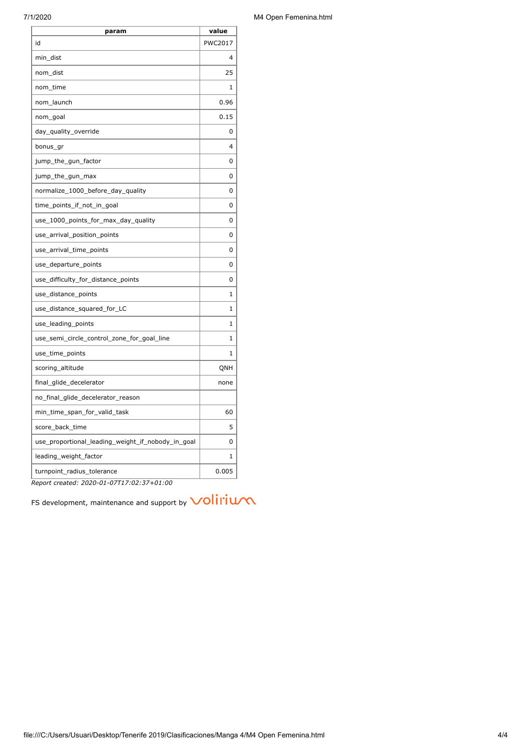| param | value |
|---|---|
| id | PWC2017 |
| min_dist | 4 |
| nom_dist | 25 |
| nom_time | 1 |
| nom_launch | 0.96 |
| nom_goal | 0.15 |
| day_quality_override | 0 |
| bonus_gr | 4 |
| jump_the_gun_factor | 0 |
| jump_the_gun_max | 0 |
| normalize_1000_before_day_quality | 0 |
| time_points_if_not_in_goal | 0 |
| use_1000_points_for_max_day_quality | 0 |
| use_arrival_position_points | 0 |
| use_arrival_time_points | 0 |
| use_departure_points | 0 |
| use_difficulty_for_distance_points | 0 |
| use_distance_points | 1 |
| use_distance_squared_for_LC | 1 |
| use_leading_points | 1 |
| use_semi_circle_control_zone_for_goal_line | 1 |
| use_time_points | 1 |
| scoring_altitude | QNH |
| final_glide_decelerator | none |
| no_final_glide_decelerator_reason | |
| min_time_span_for_valid_task | 60 |
| score_back_time | 5 |
| use_proportional_leading_weight_if_nobody_in_goal | 0 |
| leading_weight_factor | 1 |
| turnpoint_radius_tolerance | 0.005 |

*Report created: 2020-01-07T17:02:37+01:00*

FS development, maintenance and support by volirium